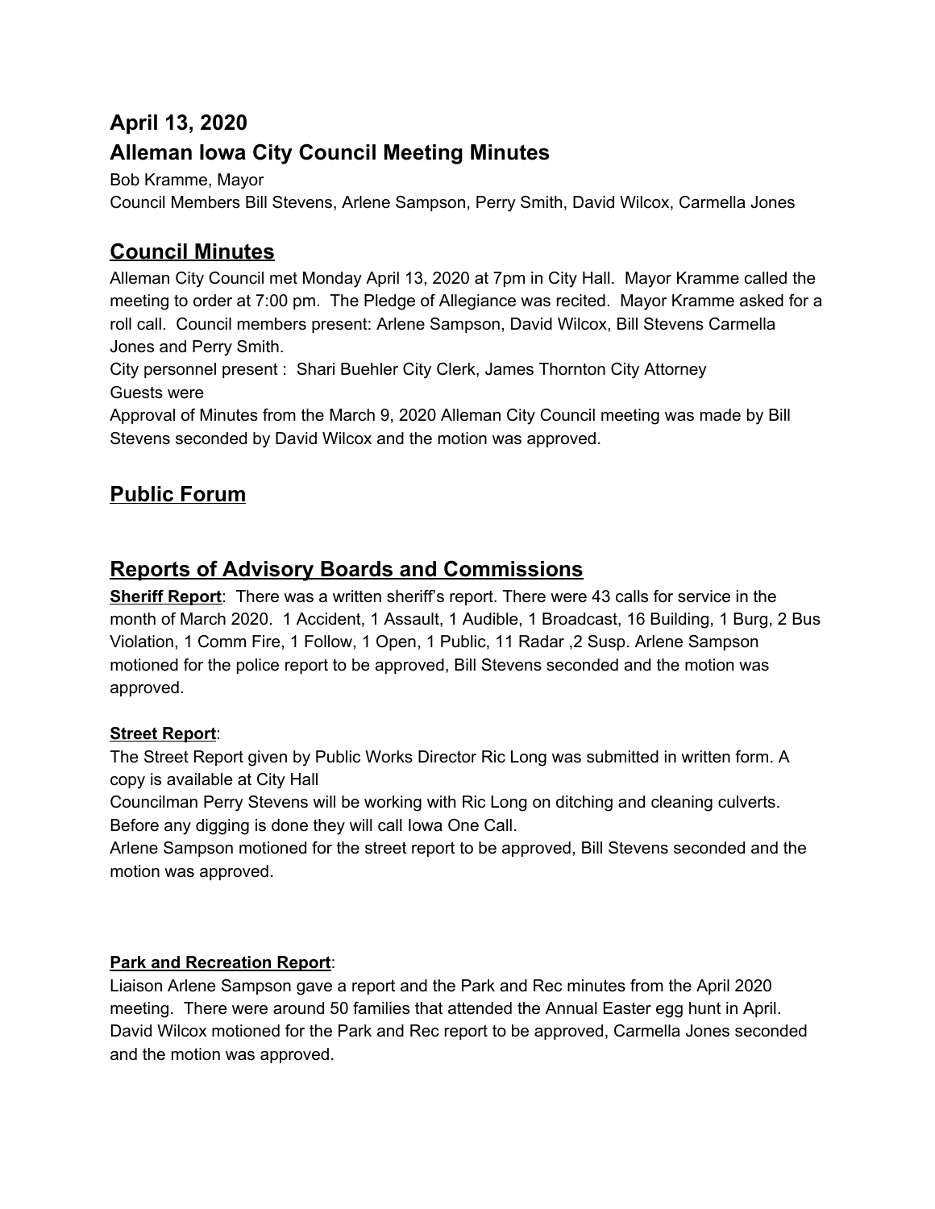## April 13, 2020

## Alleman Iowa City Council Meeting Minutes

Bob Kramme, Mayor

Council Members Bill Stevens, Arlene Sampson, Perry Smith, David Wilcox, Carmella Jones

# Council Minutes

Alleman City Council met Monday April 13, 2020 at 7pm in City Hall. Mayor Kramme called the meeting to order at 7:00 pm. The Pledge of Allegiance was recited. Mayor Kramme asked for a roll call. Council members present: Arlene Sampson, David Wilcox, Bill Stevens Carmella Jones and Perry Smith.

City personnel present : Shari Buehler City Clerk, James Thornton City Attorney

Guests were

Approval of Minutes from the March 9, 2020 Alleman City Council meeting was made by Bill Stevens seconded by David Wilcox and the motion was approved.

# Public Forum

# Reports of Advisory Boards and Commissions

**Sheriff Report**: There was a written sheriff's report. There were 43 calls for service in the month of March 2020. 1 Accident, 1 Assault, 1 Audible, 1 Broadcast, 16 Building, 1 Burg, 2 Bus Violation, 1 Comm Fire, 1 Follow, 1 Open, 1 Public, 11 Radar ,2 Susp. Arlene Sampson motioned for the police report to be approved, Bill Stevens seconded and the motion was approved.

**Street Report**:

The Street Report given by Public Works Director Ric Long was submitted in written form. A copy is available at City Hall

Councilman Perry Stevens will be working with Ric Long on ditching and cleaning culverts. Before any digging is done they will call Iowa One Call.

Arlene Sampson motioned for the street report to be approved, Bill Stevens seconded and the motion was approved.

**Park and Recreation Report**:

Liaison Arlene Sampson gave a report and the Park and Rec minutes from the April 2020 meeting. There were around 50 families that attended the Annual Easter egg hunt in April. David Wilcox motioned for the Park and Rec report to be approved, Carmella Jones seconded and the motion was approved.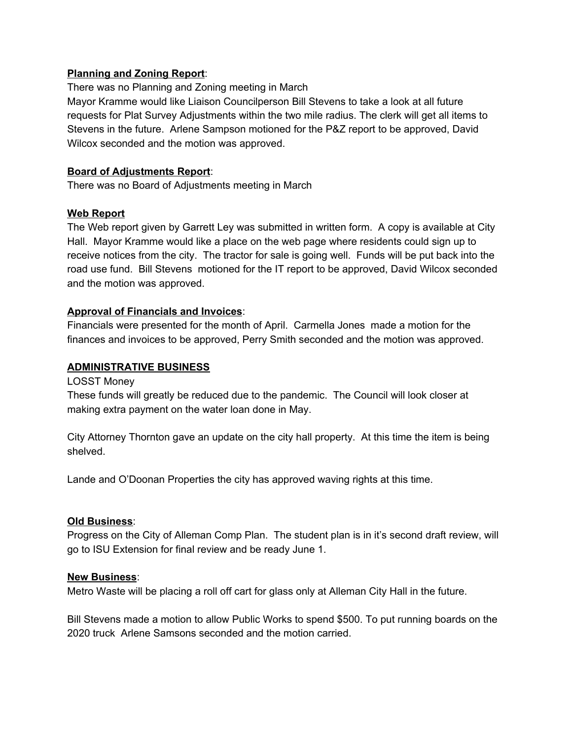**Planning and Zoning Report**:

There was no Planning and Zoning meeting in March

Mayor Kramme would like Liaison Councilperson Bill Stevens to take a look at all future requests for Plat Survey Adjustments within the two mile radius. The clerk will get all items to Stevens in the future. Arlene Sampson motioned for the P&Z report to be approved, David Wilcox seconded and the motion was approved.

**Board of Adjustments Report**:

There was no Board of Adjustments meeting in March

**Web Report**

The Web report given by Garrett Ley was submitted in written form. A copy is available at City Hall. Mayor Kramme would like a place on the web page where residents could sign up to receive notices from the city. The tractor for sale is going well. Funds will be put back into the road use fund. Bill Stevens motioned for the IT report to be approved, David Wilcox seconded and the motion was approved.

**Approval of Financials and Invoices**:

Financials were presented for the month of April. Carmella Jones made a motion for the finances and invoices to be approved, Perry Smith seconded and the motion was approved.

**ADMINISTRATIVE BUSINESS**

LOSST Money

These funds will greatly be reduced due to the pandemic. The Council will look closer at making extra payment on the water loan done in May.

City Attorney Thornton gave an update on the city hall property. At this time the item is being shelved.

Lande and O'Doonan Properties the city has approved waving rights at this time.

**Old Business**:

Progress on the City of Alleman Comp Plan. The student plan is in it's second draft review, will go to ISU Extension for final review and be ready June 1.

**New Business**:

Metro Waste will be placing a roll off cart for glass only at Alleman City Hall in the future.

Bill Stevens made a motion to allow Public Works to spend $500. To put running boards on the 2020 truck Arlene Samsons seconded and the motion carried.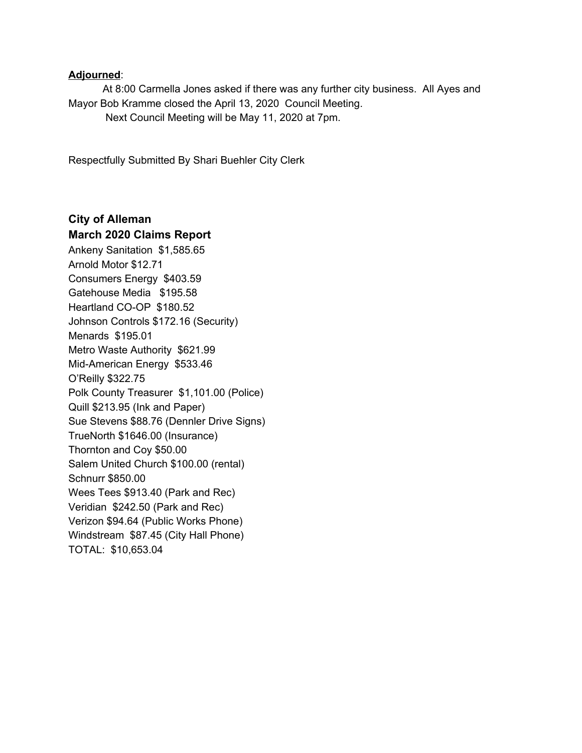**Adjourned**:

At 8:00 Carmella Jones asked if there was any further city business. All Ayes and Mayor Bob Kramme closed the April 13, 2020 Council Meeting.

Next Council Meeting will be May 11, 2020 at 7pm.

Respectfully Submitted By Shari Buehler City Clerk

### City of Alleman
### March 2020 Claims Report

Ankeny Sanitation $1,585.65
Arnold Motor $12.71
Consumers Energy $403.59
Gatehouse Media $195.58
Heartland CO-OP $180.52
Johnson Controls $172.16 (Security)
Menards $195.01
Metro Waste Authority $621.99
Mid-American Energy $533.46
O'Reilly $322.75
Polk County Treasurer $1,101.00 (Police)
Quill $213.95 (Ink and Paper)
Sue Stevens $88.76 (Dennler Drive Signs)
TrueNorth $1646.00 (Insurance)
Thornton and Coy $50.00
Salem United Church $100.00 (rental)
Schnurr $850.00
Wees Tees $913.40 (Park and Rec)
Veridian $242.50 (Park and Rec)
Verizon $94.64 (Public Works Phone)
Windstream $87.45 (City Hall Phone)
TOTAL: $10,653.04